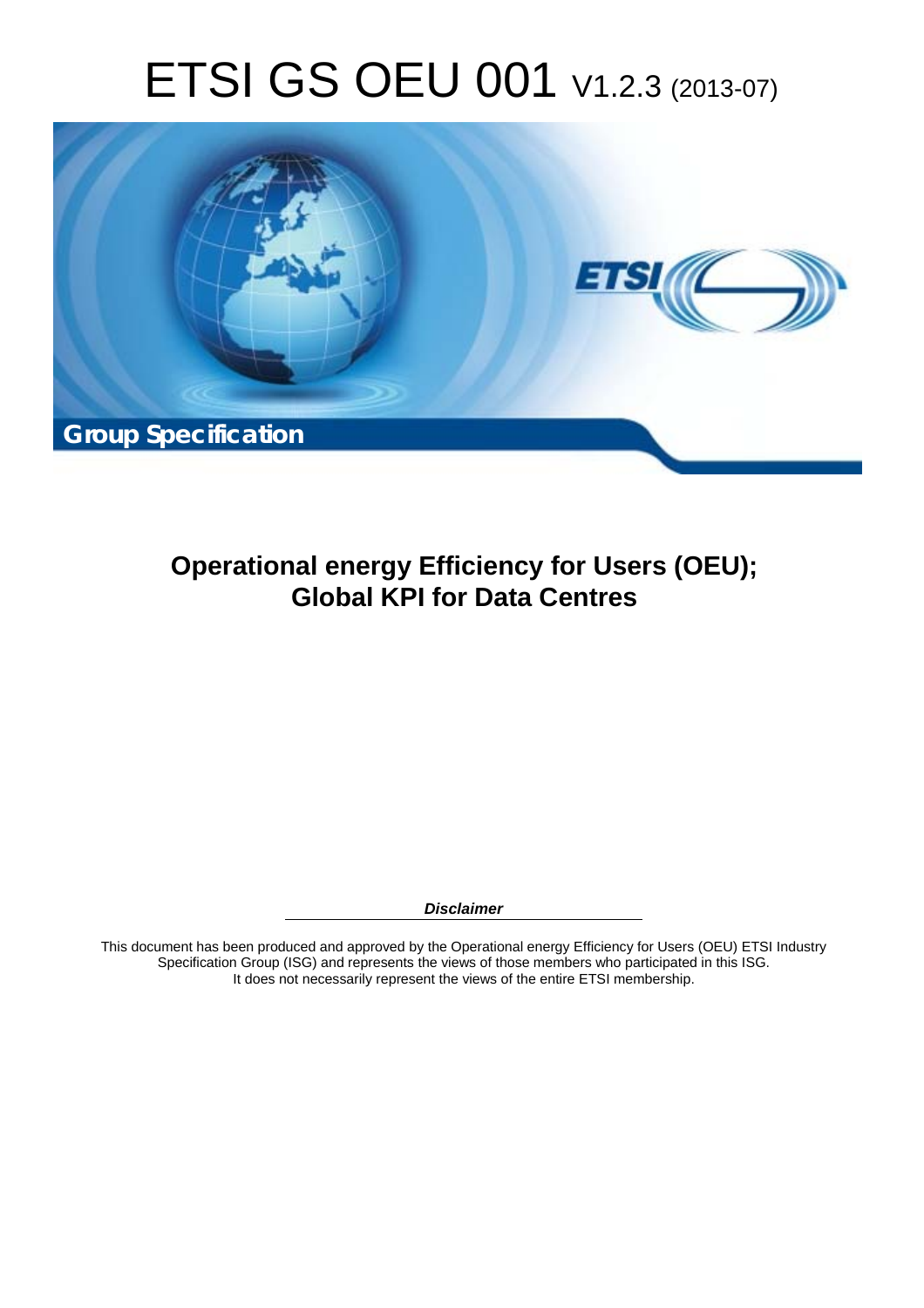# ETSI GS OEU 001 V1.2.3 (2013-07)

**Group Specification**

## Operational energy Efficiency for Users (OEU); Global KPI for Data Centres

***Disclaimer***

This document has been produced and approved by the Operational energy Efficiency for Users (OEU) ETSI Industry Specification Group (ISG) and represents the views of those members who participated in this ISG. It does not necessarily represent the views of the entire ETSI membership.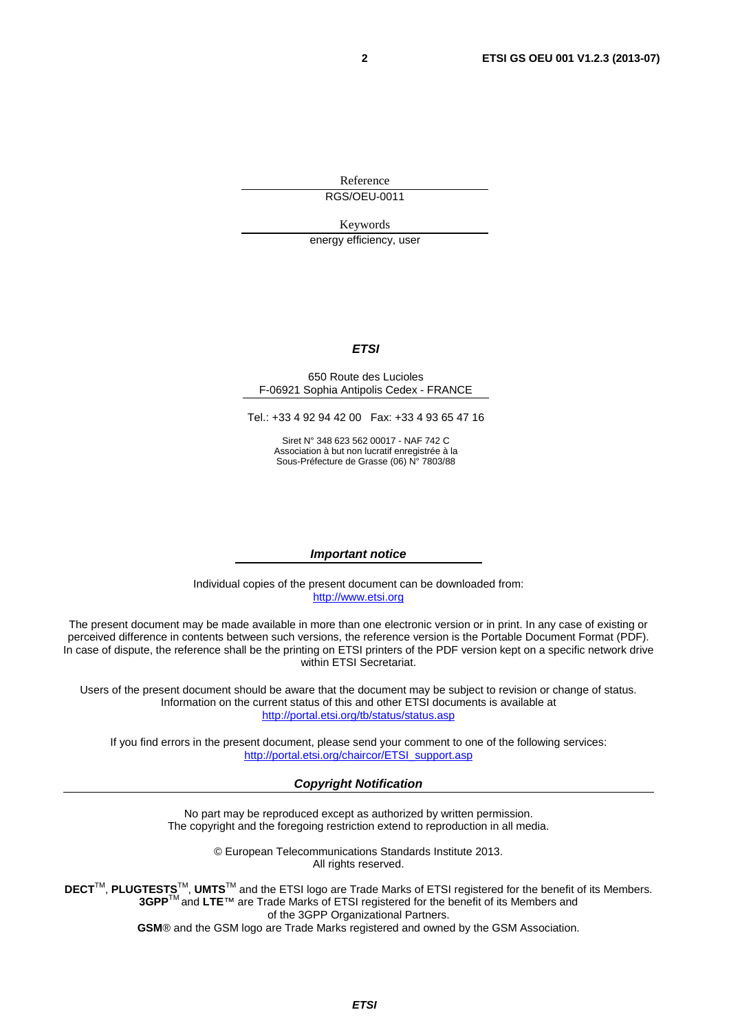Reference

RGS/OEU-0011

Keywords

energy efficiency, user

***ETSI***

650 Route des Lucioles
F-06921 Sophia Antipolis Cedex - FRANCE

Tel.: +33 4 92 94 42 00 Fax: +33 4 93 65 47 16

Siret N° 348 623 562 00017 - NAF 742 C
Association à but non lucratif enregistrée à la
Sous-Préfecture de Grasse (06) N° 7803/88

***Important notice***

Individual copies of the present document can be downloaded from:
http://www.etsi.org

The present document may be made available in more than one electronic version or in print. In any case of existing or perceived difference in contents between such versions, the reference version is the Portable Document Format (PDF). In case of dispute, the reference shall be the printing on ETSI printers of the PDF version kept on a specific network drive within ETSI Secretariat.

Users of the present document should be aware that the document may be subject to revision or change of status. Information on the current status of this and other ETSI documents is available at
http://portal.etsi.org/tb/status/status.asp

If you find errors in the present document, please send your comment to one of the following services:
http://portal.etsi.org/chaircor/ETSI_support.asp

***Copyright Notification***

No part may be reproduced except as authorized by written permission.
The copyright and the foregoing restriction extend to reproduction in all media.

© European Telecommunications Standards Institute 2013.
All rights reserved.

**DECT**™, **PLUGTESTS**™, **UMTS**™ and the ETSI logo are Trade Marks of ETSI registered for the benefit of its Members.
**3GPP**™ and **LTE**™ are Trade Marks of ETSI registered for the benefit of its Members and of the 3GPP Organizational Partners.
**GSM**® and the GSM logo are Trade Marks registered and owned by the GSM Association.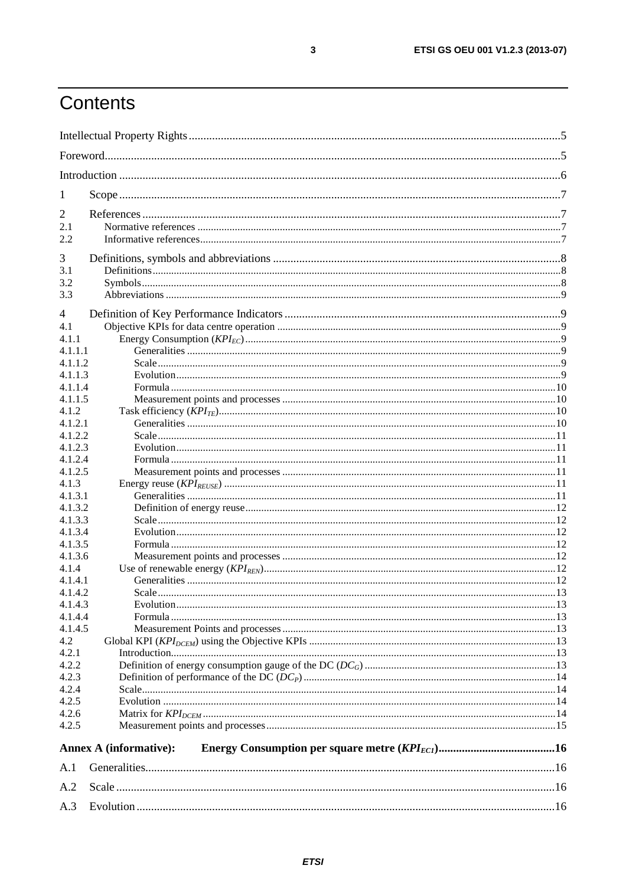# Contents

Intellectual Property Rights ....5
Foreword ....5
Introduction ....6

1 Scope ....7

2 References ....7
2.1 Normative references ....7
2.2 Informative references ....7

3 Definitions, symbols and abbreviations ....8
3.1 Definitions ....8
3.2 Symbols ....8
3.3 Abbreviations ....9

4 Definition of Key Performance Indicators ....9
4.1 Objective KPIs for data centre operation ....9
4.1.1 Energy Consumption ($KPI_{EC}$) ....9
4.1.1.1 Generalities ....9
4.1.1.2 Scale ....9
4.1.1.3 Evolution ....9
4.1.1.4 Formula ....10
4.1.1.5 Measurement points and processes ....10
4.1.2 Task efficiency ($KPI_{TE}$) ....10
4.1.2.1 Generalities ....10
4.1.2.2 Scale ....11
4.1.2.3 Evolution ....11
4.1.2.4 Formula ....11
4.1.2.5 Measurement points and processes ....11
4.1.3 Energy reuse ($KPI_{REUSE}$) ....11
4.1.3.1 Generalities ....11
4.1.3.2 Definition of energy reuse ....12
4.1.3.3 Scale ....12
4.1.3.4 Evolution ....12
4.1.3.5 Formula ....12
4.1.3.6 Measurement points and processes ....12
4.1.4 Use of renewable energy ($KPI_{REN}$) ....12
4.1.4.1 Generalities ....12
4.1.4.2 Scale ....13
4.1.4.3 Evolution ....13
4.1.4.4 Formula ....13
4.1.4.5 Measurement Points and processes ....13
4.2 Global KPI ($KPI_{DCEM}$) using the Objective KPIs ....13
4.2.1 Introduction ....13
4.2.2 Definition of energy consumption gauge of the DC ($DC_G$) ....13
4.2.3 Definition of performance of the DC ($DC_P$) ....14
4.2.4 Scale ....14
4.2.5 Evolution ....14
4.2.6 Matrix for $KPI_{DCEM}$ ....14
4.2.5 Measurement points and processes ....15

**Annex A (informative): Energy Consumption per square metre ($KPI_{ECI}$) ....16**

A.1 Generalities ....16

A.2 Scale ....16

A.3 Evolution ....16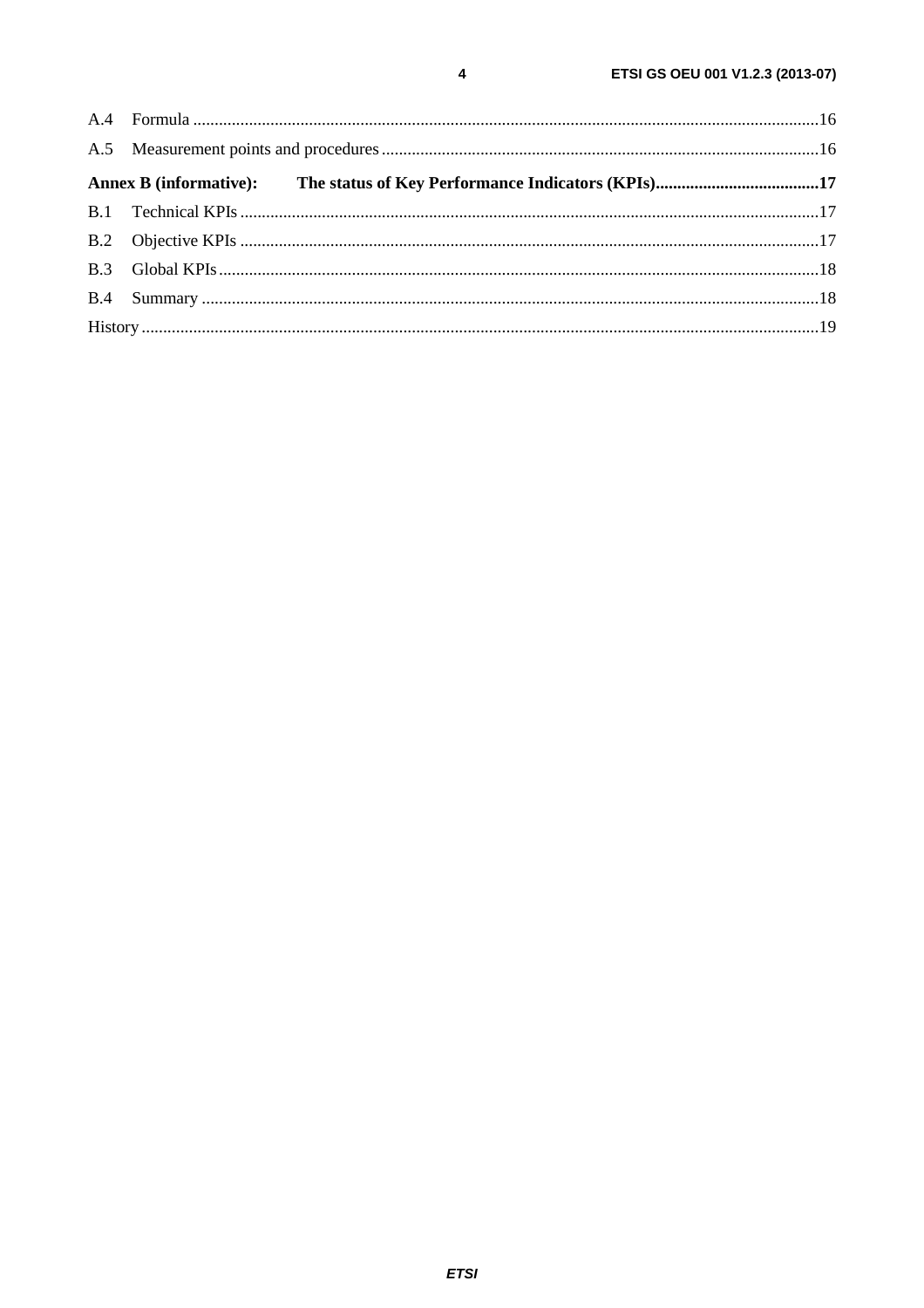A.4 Formula ........................................................................................................................................16

A.5 Measurement points and procedures.....................................................................................................16

**Annex B (informative): The status of Key Performance Indicators (KPIs)......................................17**

B.1 Technical KPIs......................................................................................................................................17

B.2 Objective KPIs ......................................................................................................................................17

B.3 Global KPIs...........................................................................................................................................18

B.4 Summary ...............................................................................................................................................18

History ............................................................................................................................................................19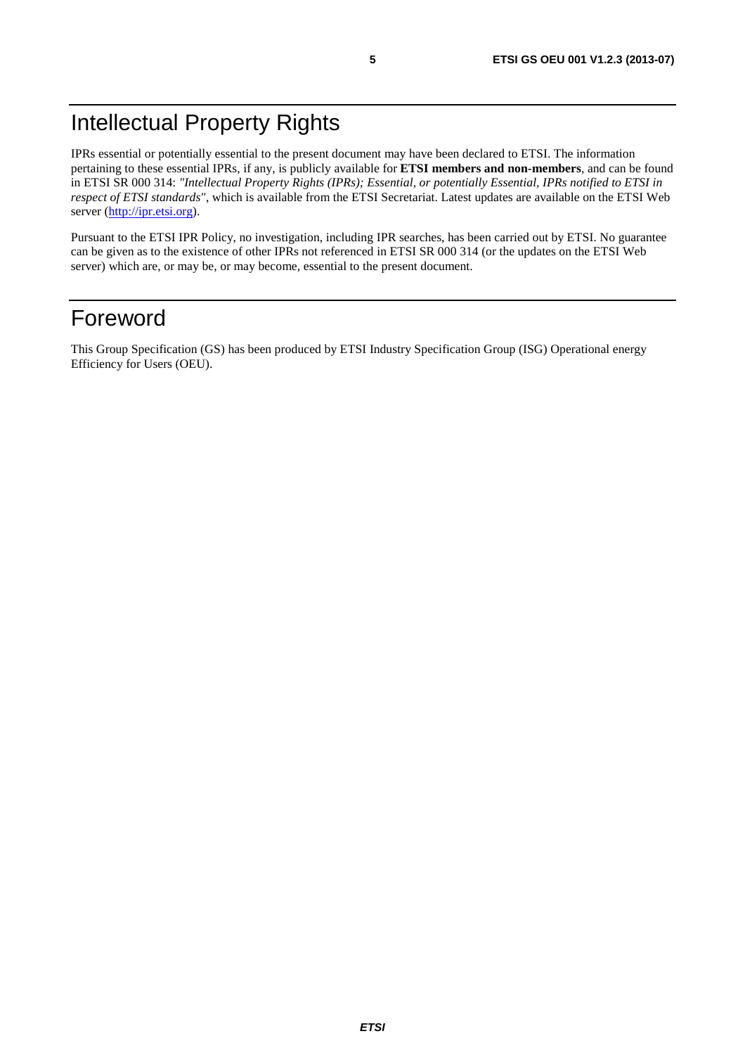# Intellectual Property Rights

IPRs essential or potentially essential to the present document may have been declared to ETSI. The information pertaining to these essential IPRs, if any, is publicly available for **ETSI members and non-members**, and can be found in ETSI SR 000 314: *"Intellectual Property Rights (IPRs); Essential, or potentially Essential, IPRs notified to ETSI in respect of ETSI standards"*, which is available from the ETSI Secretariat. Latest updates are available on the ETSI Web server (http://ipr.etsi.org).

Pursuant to the ETSI IPR Policy, no investigation, including IPR searches, has been carried out by ETSI. No guarantee can be given as to the existence of other IPRs not referenced in ETSI SR 000 314 (or the updates on the ETSI Web server) which are, or may be, or may become, essential to the present document.

# Foreword

This Group Specification (GS) has been produced by ETSI Industry Specification Group (ISG) Operational energy Efficiency for Users (OEU).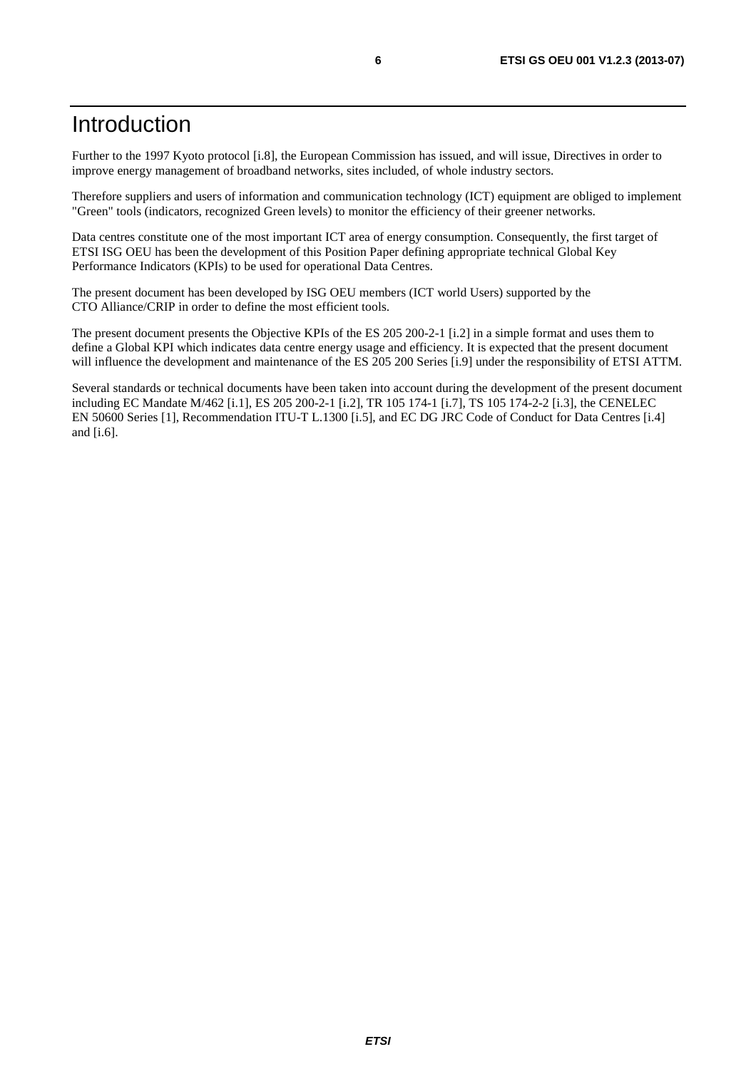# Introduction

Further to the 1997 Kyoto protocol [i.8], the European Commission has issued, and will issue, Directives in order to improve energy management of broadband networks, sites included, of whole industry sectors.

Therefore suppliers and users of information and communication technology (ICT) equipment are obliged to implement "Green" tools (indicators, recognized Green levels) to monitor the efficiency of their greener networks.

Data centres constitute one of the most important ICT area of energy consumption. Consequently, the first target of ETSI ISG OEU has been the development of this Position Paper defining appropriate technical Global Key Performance Indicators (KPIs) to be used for operational Data Centres.

The present document has been developed by ISG OEU members (ICT world Users) supported by the CTO Alliance/CRIP in order to define the most efficient tools.

The present document presents the Objective KPIs of the ES 205 200-2-1 [i.2] in a simple format and uses them to define a Global KPI which indicates data centre energy usage and efficiency. It is expected that the present document will influence the development and maintenance of the ES 205 200 Series [i.9] under the responsibility of ETSI ATTM.

Several standards or technical documents have been taken into account during the development of the present document including EC Mandate M/462 [i.1], ES 205 200-2-1 [i.2], TR 105 174-1 [i.7], TS 105 174-2-2 [i.3], the CENELEC EN 50600 Series [1], Recommendation ITU-T L.1300 [i.5], and EC DG JRC Code of Conduct for Data Centres [i.4] and [i.6].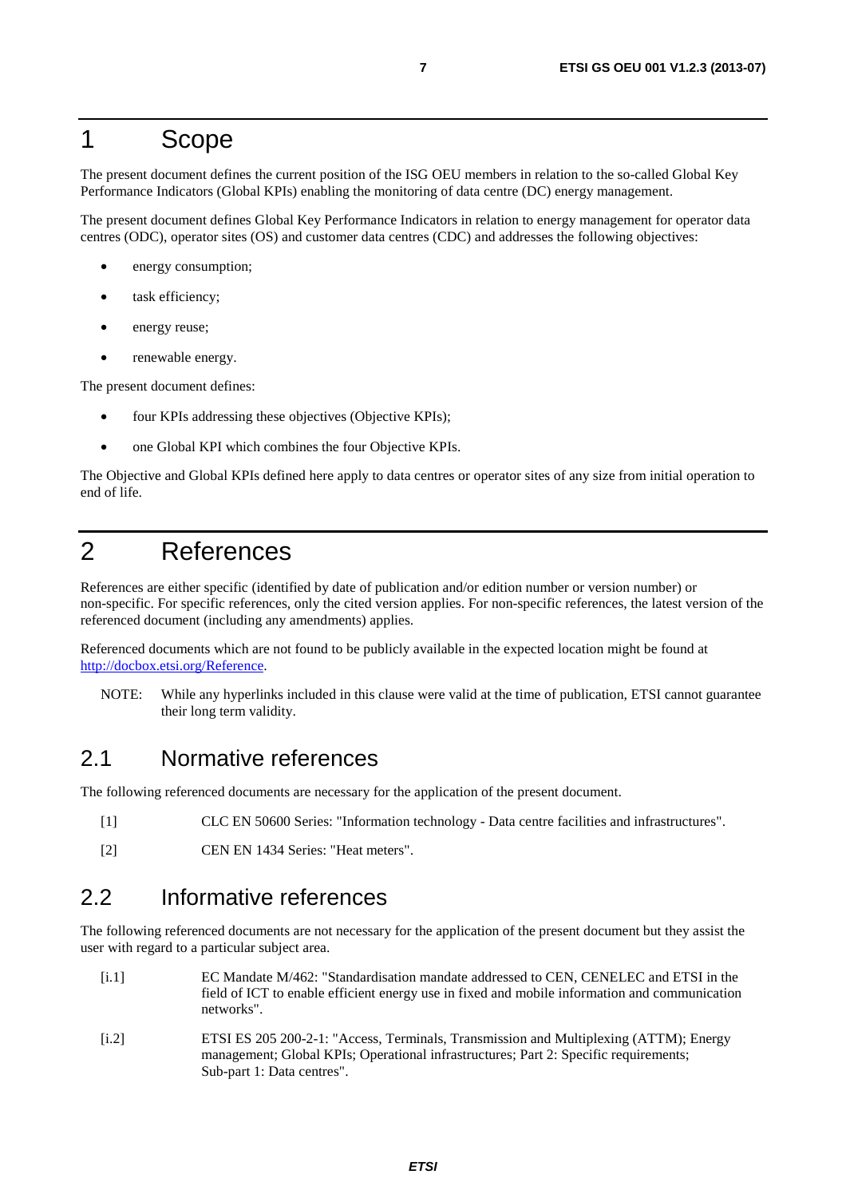# 1 Scope

The present document defines the current position of the ISG OEU members in relation to the so-called Global Key Performance Indicators (Global KPIs) enabling the monitoring of data centre (DC) energy management.

The present document defines Global Key Performance Indicators in relation to energy management for operator data centres (ODC), operator sites (OS) and customer data centres (CDC) and addresses the following objectives:

- energy consumption;
- task efficiency;
- energy reuse;
- renewable energy.

The present document defines:

- four KPIs addressing these objectives (Objective KPIs);
- one Global KPI which combines the four Objective KPIs.

The Objective and Global KPIs defined here apply to data centres or operator sites of any size from initial operation to end of life.

# 2 References

References are either specific (identified by date of publication and/or edition number or version number) or non-specific. For specific references, only the cited version applies. For non-specific references, the latest version of the referenced document (including any amendments) applies.

Referenced documents which are not found to be publicly available in the expected location might be found at http://docbox.etsi.org/Reference.

NOTE: While any hyperlinks included in this clause were valid at the time of publication, ETSI cannot guarantee their long term validity.

## 2.1 Normative references

The following referenced documents are necessary for the application of the present document.

[1] CLC EN 50600 Series: "Information technology - Data centre facilities and infrastructures".

[2] CEN EN 1434 Series: "Heat meters".

## 2.2 Informative references

The following referenced documents are not necessary for the application of the present document but they assist the user with regard to a particular subject area.

[i.1] EC Mandate M/462: "Standardisation mandate addressed to CEN, CENELEC and ETSI in the field of ICT to enable efficient energy use in fixed and mobile information and communication networks".

[i.2] ETSI ES 205 200-2-1: "Access, Terminals, Transmission and Multiplexing (ATTM); Energy management; Global KPIs; Operational infrastructures; Part 2: Specific requirements; Sub-part 1: Data centres".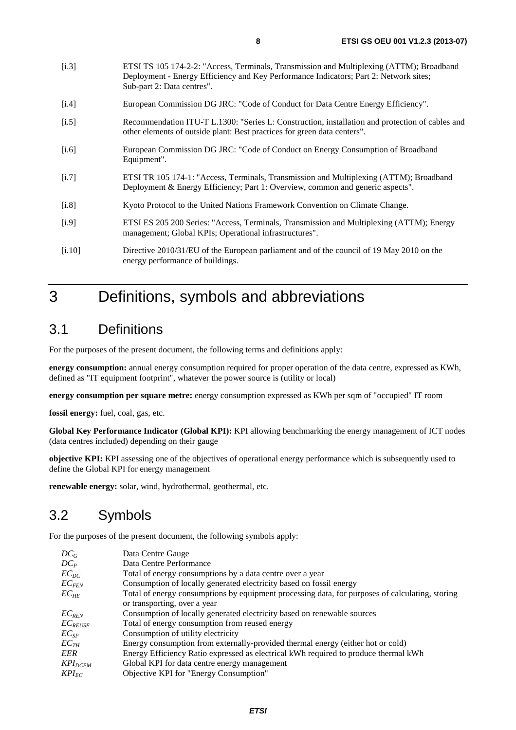[i.3] ETSI TS 105 174-2-2: "Access, Terminals, Transmission and Multiplexing (ATTM); Broadband Deployment - Energy Efficiency and Key Performance Indicators; Part 2: Network sites; Sub-part 2: Data centres".

[i.4] European Commission DG JRC: "Code of Conduct for Data Centre Energy Efficiency".

[i.5] Recommendation ITU-T L.1300: "Series L: Construction, installation and protection of cables and other elements of outside plant: Best practices for green data centers".

[i.6] European Commission DG JRC: "Code of Conduct on Energy Consumption of Broadband Equipment".

[i.7] ETSI TR 105 174-1: "Access, Terminals, Transmission and Multiplexing (ATTM); Broadband Deployment & Energy Efficiency; Part 1: Overview, common and generic aspects".

[i.8] Kyoto Protocol to the United Nations Framework Convention on Climate Change.

[i.9] ETSI ES 205 200 Series: "Access, Terminals, Transmission and Multiplexing (ATTM); Energy management; Global KPIs; Operational infrastructures".

[i.10] Directive 2010/31/EU of the European parliament and of the council of 19 May 2010 on the energy performance of buildings.

# 3 Definitions, symbols and abbreviations

## 3.1 Definitions

For the purposes of the present document, the following terms and definitions apply:

**energy consumption:** annual energy consumption required for proper operation of the data centre, expressed as KWh, defined as "IT equipment footprint", whatever the power source is (utility or local)

**energy consumption per square metre:** energy consumption expressed as KWh per sqm of "occupied" IT room

**fossil energy:** fuel, coal, gas, etc.

**Global Key Performance Indicator (Global KPI):** KPI allowing benchmarking the energy management of ICT nodes (data centres included) depending on their gauge

**objective KPI:** KPI assessing one of the objectives of operational energy performance which is subsequently used to define the Global KPI for energy management

**renewable energy:** solar, wind, hydrothermal, geothermal, etc.

## 3.2 Symbols

For the purposes of the present document, the following symbols apply:

| | |
|---|---|
| $DC_G$ | Data Centre Gauge |
| $DC_P$ | Data Centre Performance |
| $EC_{DC}$ | Total of energy consumptions by a data centre over a year |
| $EC_{FEN}$ | Consumption of locally generated electricity based on fossil energy |
| $EC_{HE}$ | Total of energy consumptions by equipment processing data, for purposes of calculating, storing or transporting, over a year |
| $EC_{REN}$ | Consumption of locally generated electricity based on renewable sources |
| $EC_{REUSE}$ | Total of energy consumption from reused energy |
| $EC_{SP}$ | Consumption of utility electricity |
| $EC_{TH}$ | Energy consumption from externally-provided thermal energy (either hot or cold) |
| $EER$ | Energy Efficiency Ratio expressed as electrical kWh required to produce thermal kWh |
| $KPI_{DCEM}$ | Global KPI for data centre energy management |
| $KPI_{EC}$ | Objective KPI for "Energy Consumption" |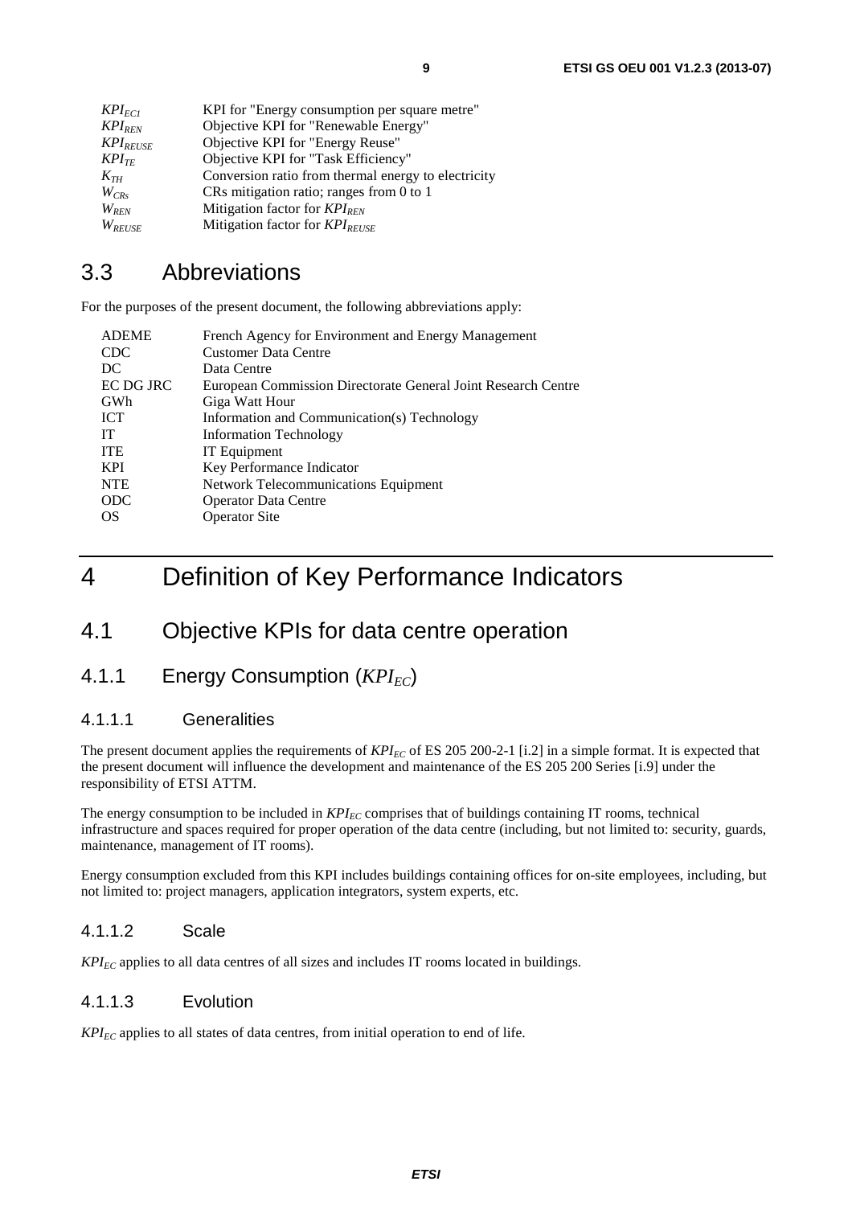| | |
|---|---|
| $KPI_{ECI}$ | KPI for "Energy consumption per square metre" |
| $KPI_{REN}$ | Objective KPI for "Renewable Energy" |
| $KPI_{REUSE}$ | Objective KPI for "Energy Reuse" |
| $KPI_{TE}$ | Objective KPI for "Task Efficiency" |
| $K_{TH}$ | Conversion ratio from thermal energy to electricity |
| $W_{CRs}$ | CRs mitigation ratio; ranges from 0 to 1 |
| $W_{REN}$ | Mitigation factor for $KPI_{REN}$ |
| $W_{REUSE}$ | Mitigation factor for $KPI_{REUSE}$ |

## 3.3 Abbreviations

For the purposes of the present document, the following abbreviations apply:

| | |
|---|---|
| ADEME | French Agency for Environment and Energy Management |
| CDC | Customer Data Centre |
| DC | Data Centre |
| EC DG JRC | European Commission Directorate General Joint Research Centre |
| GWh | Giga Watt Hour |
| ICT | Information and Communication(s) Technology |
| IT | Information Technology |
| ITE | IT Equipment |
| KPI | Key Performance Indicator |
| NTE | Network Telecommunications Equipment |
| ODC | Operator Data Centre |
| OS | Operator Site |

# 4 Definition of Key Performance Indicators

## 4.1 Objective KPIs for data centre operation

### 4.1.1 Energy Consumption ($KPI_{EC}$)

#### 4.1.1.1 Generalities

The present document applies the requirements of $KPI_{EC}$ of ES 205 200-2-1 [i.2] in a simple format. It is expected that the present document will influence the development and maintenance of the ES 205 200 Series [i.9] under the responsibility of ETSI ATTM.

The energy consumption to be included in $KPI_{EC}$ comprises that of buildings containing IT rooms, technical infrastructure and spaces required for proper operation of the data centre (including, but not limited to: security, guards, maintenance, management of IT rooms).

Energy consumption excluded from this KPI includes buildings containing offices for on-site employees, including, but not limited to: project managers, application integrators, system experts, etc.

#### 4.1.1.2 Scale

$KPI_{EC}$ applies to all data centres of all sizes and includes IT rooms located in buildings.

#### 4.1.1.3 Evolution

$KPI_{EC}$ applies to all states of data centres, from initial operation to end of life.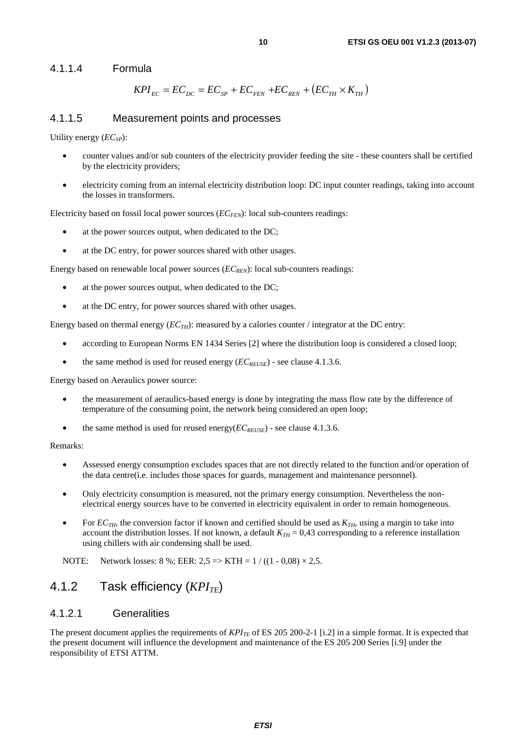#### 4.1.1.4 Formula

$$KPI_{EC} = EC_{DC} = EC_{SP} + EC_{FEN} + EC_{REN} + (EC_{TH} \times K_{TH})$$

#### 4.1.1.5 Measurement points and processes

Utility energy ($EC_{SP}$):

- counter values and/or sub counters of the electricity provider feeding the site - these counters shall be certified by the electricity providers;
- electricity coming from an internal electricity distribution loop: DC input counter readings, taking into account the losses in transformers.

Electricity based on fossil local power sources ($EC_{FEN}$): local sub-counters readings:

- at the power sources output, when dedicated to the DC;
- at the DC entry, for power sources shared with other usages.

Energy based on renewable local power sources ($EC_{REN}$): local sub-counters readings:

- at the power sources output, when dedicated to the DC;
- at the DC entry, for power sources shared with other usages.

Energy based on thermal energy ($EC_{TH}$): measured by a calories counter / integrator at the DC entry:

- according to European Norms EN 1434 Series [2] where the distribution loop is considered a closed loop;
- the same method is used for reused energy ($EC_{REUSE}$) - see clause 4.1.3.6.

Energy based on Aeraulics power source:

- the measurement of aeraulics-based energy is done by integrating the mass flow rate by the difference of temperature of the consuming point, the network being considered an open loop;
- the same method is used for reused energy($EC_{REUSE}$) - see clause 4.1.3.6.

Remarks:

- Assessed energy consumption excludes spaces that are not directly related to the function and/or operation of the data centre(i.e. includes those spaces for guards, management and maintenance personnel).
- Only electricity consumption is measured, not the primary energy consumption. Nevertheless the non-electrical energy sources have to be converted in electricity equivalent in order to remain homogeneous.
- For $EC_{TH}$, the conversion factor if known and certified should be used as $K_{TH}$, using a margin to take into account the distribution losses. If not known, a default $K_{TH}$ = 0,43 corresponding to a reference installation using chillers with air condensing shall be used.

NOTE: Network losses: 8 %; EER: 2,5 => KTH = 1 / ((1 - 0,08) × 2,5.

### 4.1.2 Task efficiency ($KPI_{TE}$)

#### 4.1.2.1 Generalities

The present document applies the requirements of $KPI_{TE}$ of ES 205 200-2-1 [i.2] in a simple format. It is expected that the present document will influence the development and maintenance of the ES 205 200 Series [i.9] under the responsibility of ETSI ATTM.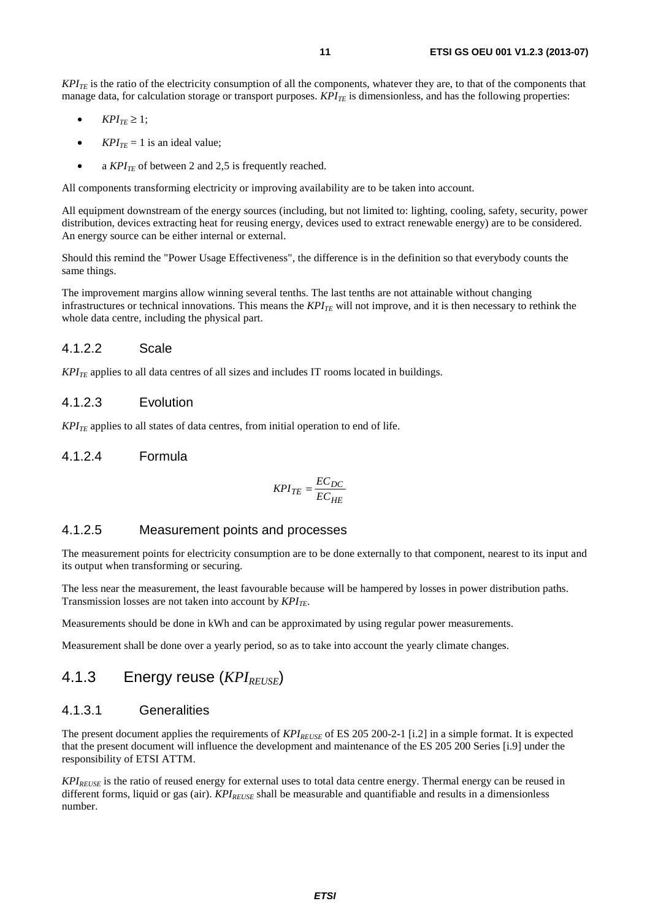$KPI_{TE}$ is the ratio of the electricity consumption of all the components, whatever they are, to that of the components that manage data, for calculation storage or transport purposes. $KPI_{TE}$ is dimensionless, and has the following properties:

- $KPI_{TE} \geq 1$;
- $KPI_{TE} = 1$ is an ideal value;
- a $KPI_{TE}$ of between 2 and 2,5 is frequently reached.

All components transforming electricity or improving availability are to be taken into account.

All equipment downstream of the energy sources (including, but not limited to: lighting, cooling, safety, security, power distribution, devices extracting heat for reusing energy, devices used to extract renewable energy) are to be considered. An energy source can be either internal or external.

Should this remind the "Power Usage Effectiveness", the difference is in the definition so that everybody counts the same things.

The improvement margins allow winning several tenths. The last tenths are not attainable without changing infrastructures or technical innovations. This means the $KPI_{TE}$ will not improve, and it is then necessary to rethink the whole data centre, including the physical part.

#### 4.1.2.2 Scale

$KPI_{TE}$ applies to all data centres of all sizes and includes IT rooms located in buildings.

#### 4.1.2.3 Evolution

$KPI_{TE}$ applies to all states of data centres, from initial operation to end of life.

#### 4.1.2.4 Formula

$$KPI_{TE} = \frac{EC_{DC}}{EC_{HE}}$$

#### 4.1.2.5 Measurement points and processes

The measurement points for electricity consumption are to be done externally to that component, nearest to its input and its output when transforming or securing.

The less near the measurement, the least favourable because will be hampered by losses in power distribution paths. Transmission losses are not taken into account by $KPI_{TE}$.

Measurements should be done in kWh and can be approximated by using regular power measurements.

Measurement shall be done over a yearly period, so as to take into account the yearly climate changes.

### 4.1.3 Energy reuse ($KPI_{REUSE}$)

#### 4.1.3.1 Generalities

The present document applies the requirements of $KPI_{REUSE}$ of ES 205 200-2-1 [i.2] in a simple format. It is expected that the present document will influence the development and maintenance of the ES 205 200 Series [i.9] under the responsibility of ETSI ATTM.

$KPI_{REUSE}$ is the ratio of reused energy for external uses to total data centre energy. Thermal energy can be reused in different forms, liquid or gas (air). $KPI_{REUSE}$ shall be measurable and quantifiable and results in a dimensionless number.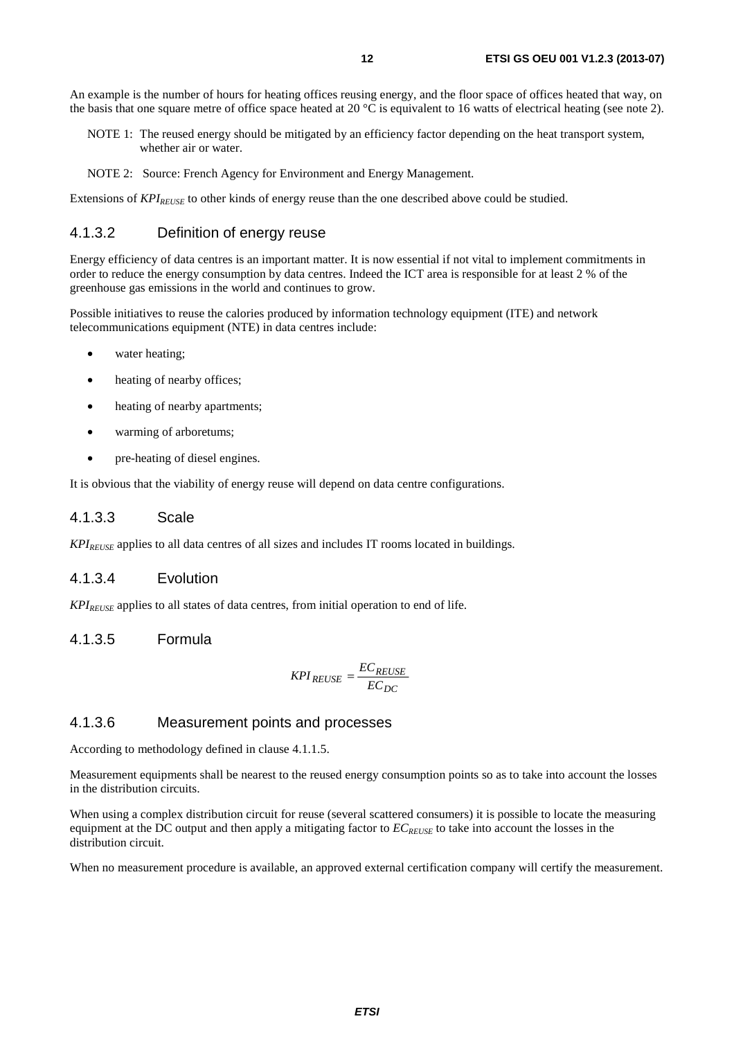An example is the number of hours for heating offices reusing energy, and the floor space of offices heated that way, on the basis that one square metre of office space heated at 20 °C is equivalent to 16 watts of electrical heating (see note 2).

NOTE 1: The reused energy should be mitigated by an efficiency factor depending on the heat transport system, whether air or water.

NOTE 2: Source: French Agency for Environment and Energy Management.

Extensions of $KPI_{REUSE}$ to other kinds of energy reuse than the one described above could be studied.

### 4.1.3.2 Definition of energy reuse

Energy efficiency of data centres is an important matter. It is now essential if not vital to implement commitments in order to reduce the energy consumption by data centres. Indeed the ICT area is responsible for at least 2 % of the greenhouse gas emissions in the world and continues to grow.

Possible initiatives to reuse the calories produced by information technology equipment (ITE) and network telecommunications equipment (NTE) in data centres include:

- water heating;
- heating of nearby offices;
- heating of nearby apartments;
- warming of arboretums;
- pre-heating of diesel engines.

It is obvious that the viability of energy reuse will depend on data centre configurations.

### 4.1.3.3 Scale

$KPI_{REUSE}$ applies to all data centres of all sizes and includes IT rooms located in buildings.

### 4.1.3.4 Evolution

$KPI_{REUSE}$ applies to all states of data centres, from initial operation to end of life.

### 4.1.3.5 Formula

$$KPI_{REUSE} = \frac{EC_{REUSE}}{EC_{DC}}$$

### 4.1.3.6 Measurement points and processes

According to methodology defined in clause 4.1.1.5.

Measurement equipments shall be nearest to the reused energy consumption points so as to take into account the losses in the distribution circuits.

When using a complex distribution circuit for reuse (several scattered consumers) it is possible to locate the measuring equipment at the DC output and then apply a mitigating factor to $EC_{REUSE}$ to take into account the losses in the distribution circuit.

When no measurement procedure is available, an approved external certification company will certify the measurement.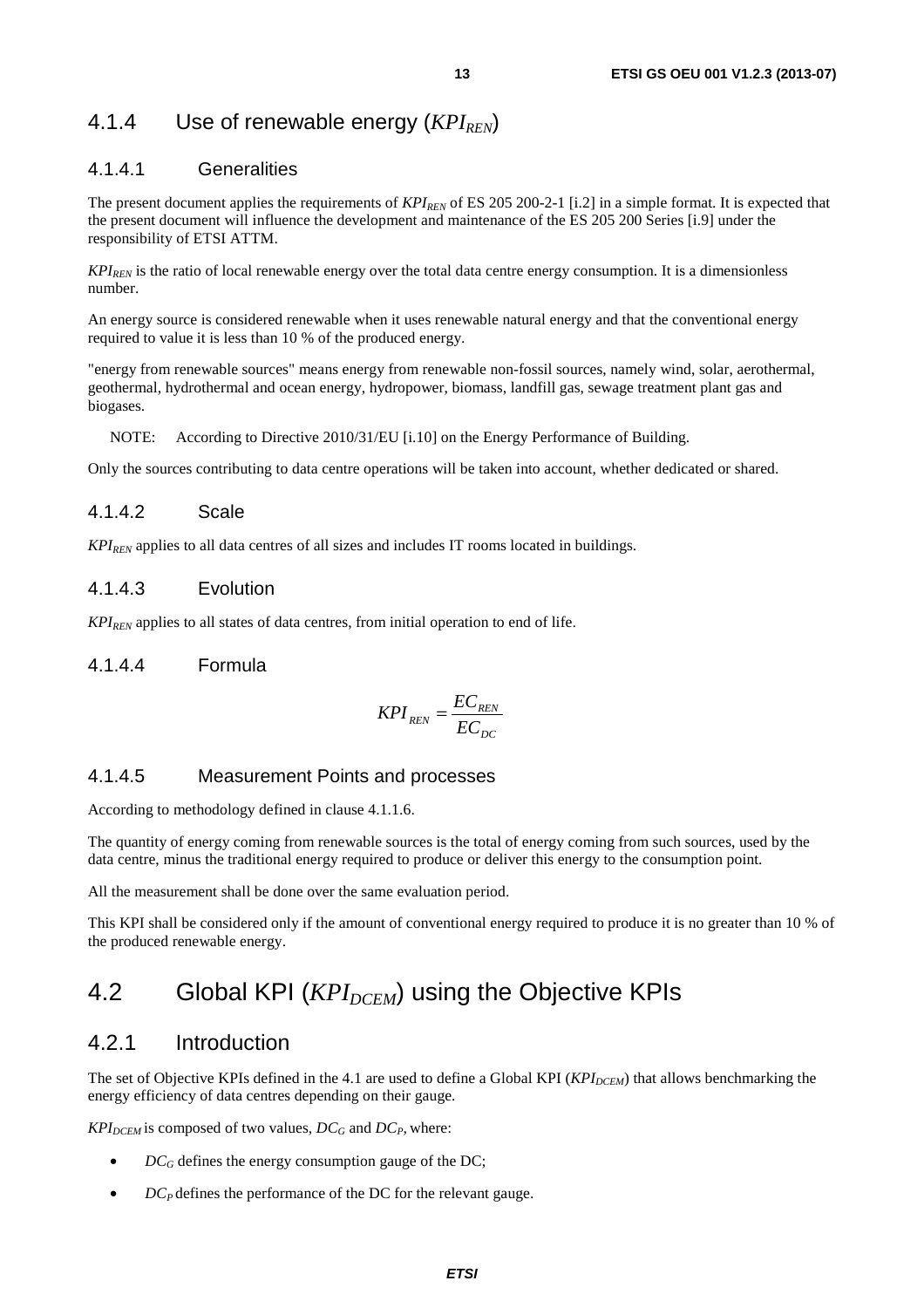### 4.1.4 Use of renewable energy ($KPI_{REN}$)

#### 4.1.4.1 Generalities

The present document applies the requirements of $KPI_{REN}$ of ES 205 200-2-1 [i.2] in a simple format. It is expected that the present document will influence the development and maintenance of the ES 205 200 Series [i.9] under the responsibility of ETSI ATTM.

$KPI_{REN}$ is the ratio of local renewable energy over the total data centre energy consumption. It is a dimensionless number.

An energy source is considered renewable when it uses renewable natural energy and that the conventional energy required to value it is less than 10 % of the produced energy.

"energy from renewable sources" means energy from renewable non-fossil sources, namely wind, solar, aerothermal, geothermal, hydrothermal and ocean energy, hydropower, biomass, landfill gas, sewage treatment plant gas and biogases.

NOTE: According to Directive 2010/31/EU [i.10] on the Energy Performance of Building.

Only the sources contributing to data centre operations will be taken into account, whether dedicated or shared.

#### 4.1.4.2 Scale

$KPI_{REN}$ applies to all data centres of all sizes and includes IT rooms located in buildings.

#### 4.1.4.3 Evolution

$KPI_{REN}$ applies to all states of data centres, from initial operation to end of life.

#### 4.1.4.4 Formula

$$KPI_{REN} = \frac{EC_{REN}}{EC_{DC}}$$

#### 4.1.4.5 Measurement Points and processes

According to methodology defined in clause 4.1.1.6.

The quantity of energy coming from renewable sources is the total of energy coming from such sources, used by the data centre, minus the traditional energy required to produce or deliver this energy to the consumption point.

All the measurement shall be done over the same evaluation period.

This KPI shall be considered only if the amount of conventional energy required to produce it is no greater than 10 % of the produced renewable energy.

## 4.2 Global KPI ($KPI_{DCEM}$) using the Objective KPIs

### 4.2.1 Introduction

The set of Objective KPIs defined in the 4.1 are used to define a Global KPI ($KPI_{DCEM}$) that allows benchmarking the energy efficiency of data centres depending on their gauge.

$KPI_{DCEM}$ is composed of two values, $DC_G$ and $DC_P$, where:

- $DC_G$ defines the energy consumption gauge of the DC;
- $DC_P$ defines the performance of the DC for the relevant gauge.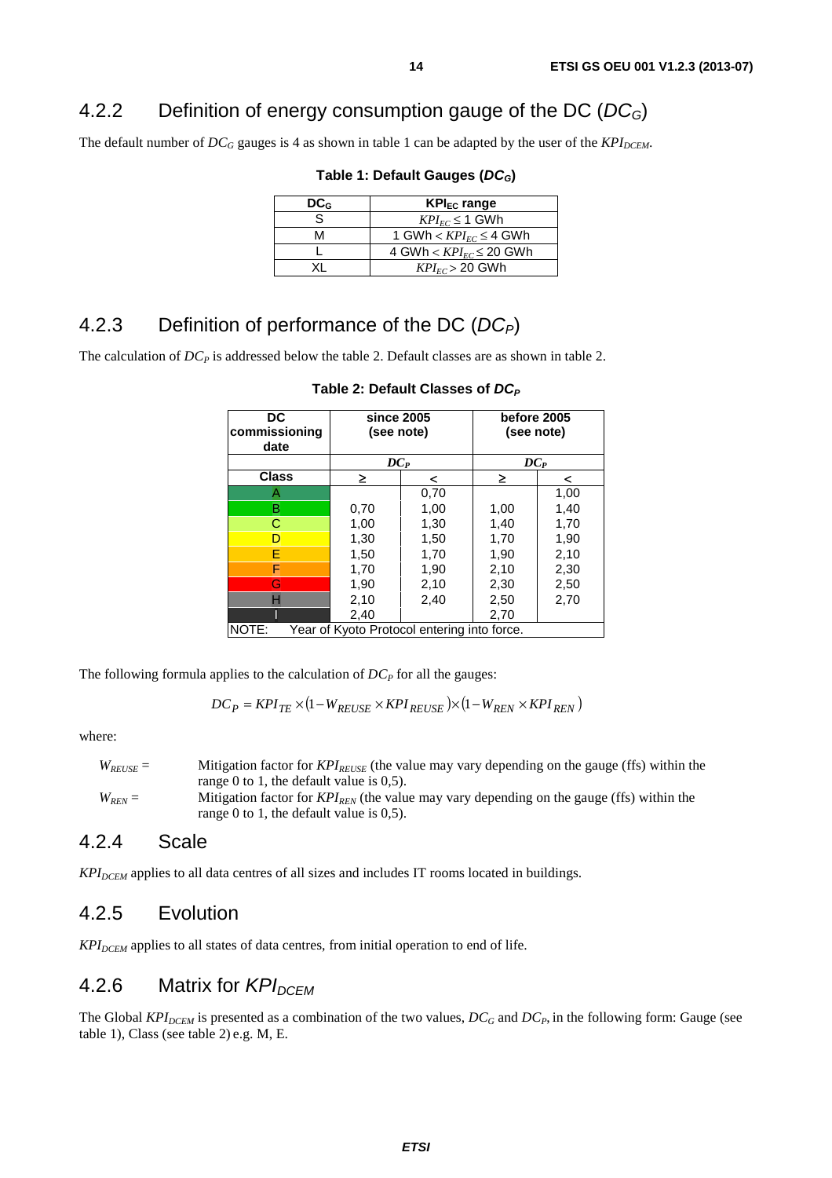## 4.2.2 Definition of energy consumption gauge of the DC ($DC_G$)

The default number of $DC_G$ gauges is 4 as shown in table 1 can be adapted by the user of the $KPI_{DCEM}$.

**Table 1: Default Gauges ($DC_G$)**

| $DC_G$ | $KPI_{EC}$ range |
|---|---|
| S | $KPI_{EC} \leq 1$ GWh |
| M | 1 GWh $< KPI_{EC} \leq$ 4 GWh |
| L | 4 GWh $< KPI_{EC} \leq$ 20 GWh |
| XL | $KPI_{EC} >$ 20 GWh |

## 4.2.3 Definition of performance of the DC ($DC_P$)

The calculation of $DC_P$ is addressed below the table 2. Default classes are as shown in table 2.

**Table 2: Default Classes of $DC_P$**

| DC commissioning date | since 2005 (see note) | | before 2005 (see note) | |
|---|---|---|---|---|
| | $DC_P$ | | $DC_P$ | |
| **Class** | ≥ | < | ≥ | < |
| A | | 0,70 | | 1,00 |
| B | 0,70 | 1,00 | 1,00 | 1,40 |
| C | 1,00 | 1,30 | 1,40 | 1,70 |
| D | 1,30 | 1,50 | 1,70 | 1,90 |
| E | 1,50 | 1,70 | 1,90 | 2,10 |
| F | 1,70 | 1,90 | 2,10 | 2,30 |
| G | 1,90 | 2,10 | 2,30 | 2,50 |
| H | 2,10 | 2,40 | 2,50 | 2,70 |
| I | 2,40 | | 2,70 | |
| NOTE: Year of Kyoto Protocol entering into force. | | | | |

The following formula applies to the calculation of $DC_P$ for all the gauges:

$$DC_P = KPI_{TE} \times (1 - W_{REUSE} \times KPI_{REUSE}) \times (1 - W_{REN} \times KPI_{REN})$$

where:

$W_{REUSE}$ = Mitigation factor for $KPI_{REUSE}$ (the value may vary depending on the gauge (ffs) within the range 0 to 1, the default value is 0,5).

$W_{REN}$ = Mitigation factor for $KPI_{REN}$ (the value may vary depending on the gauge (ffs) within the range 0 to 1, the default value is 0,5).

## 4.2.4 Scale

$KPI_{DCEM}$ applies to all data centres of all sizes and includes IT rooms located in buildings.

## 4.2.5 Evolution

$KPI_{DCEM}$ applies to all states of data centres, from initial operation to end of life.

## 4.2.6 Matrix for $KPI_{DCEM}$

The Global $KPI_{DCEM}$ is presented as a combination of the two values, $DC_G$ and $DC_P$, in the following form: Gauge (see table 1), Class (see table 2) e.g. M, E.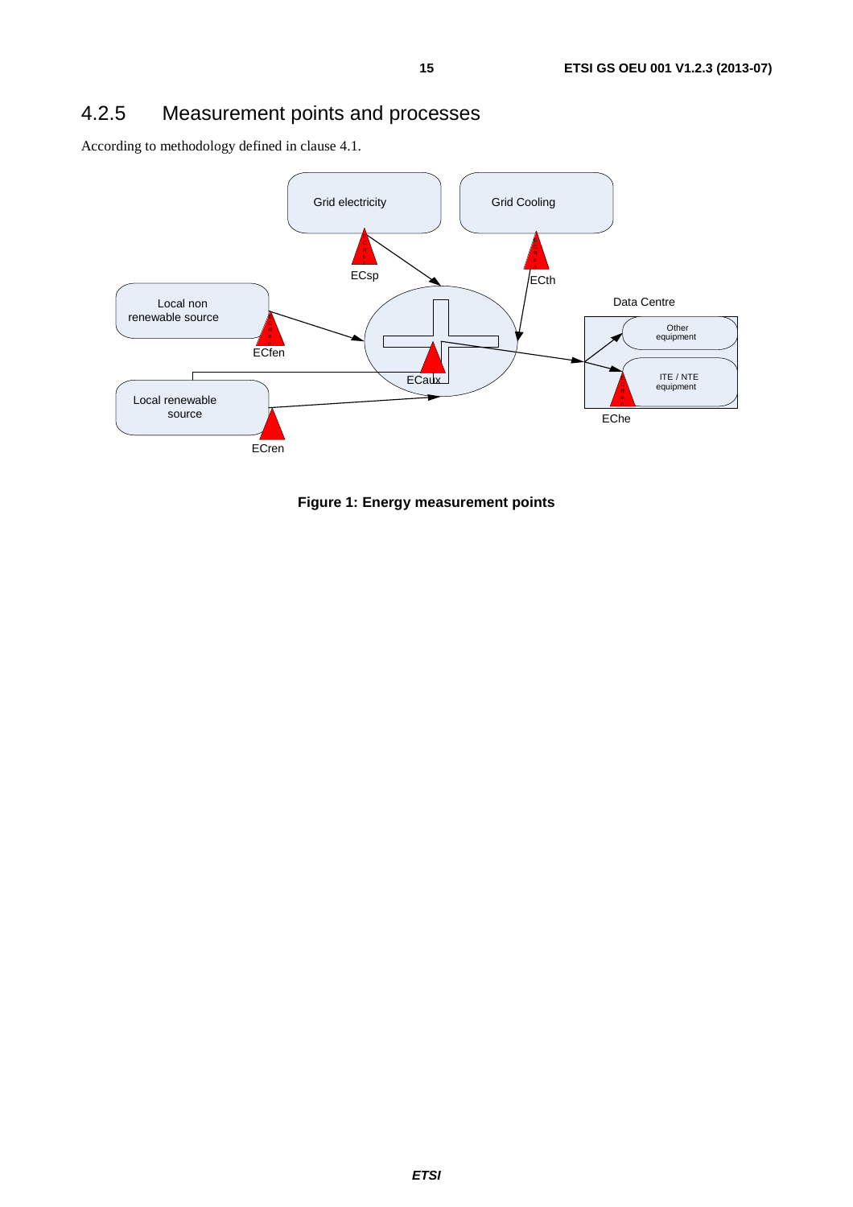## 4.2.5 Measurement points and processes

According to methodology defined in clause 4.1.

Grid electricity

Grid Cooling

ECsp

ECth

Local non renewable source

Data Centre

Other equipment

ECfen

ITE / NTE equipment

ECaux

Local renewable source

EChe

ECren

**Figure 1: Energy measurement points**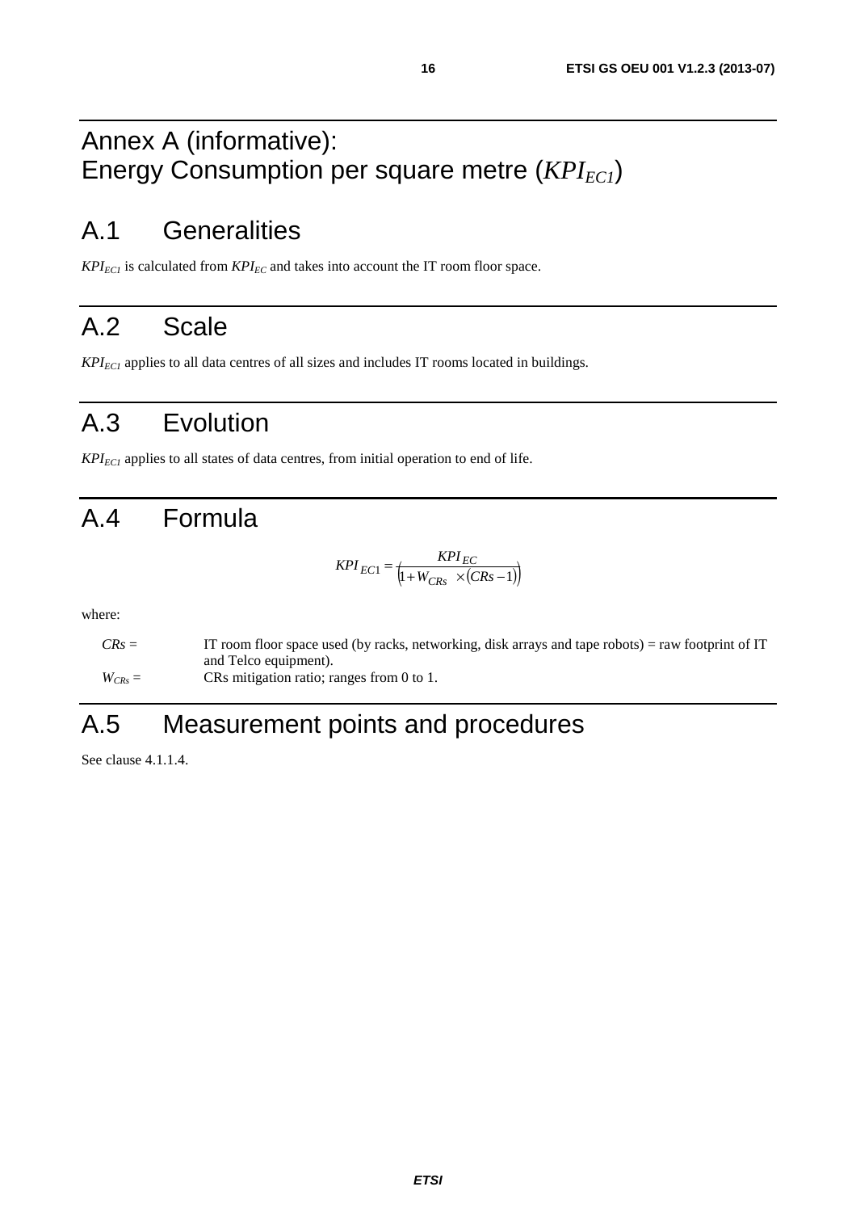# Annex A (informative): Energy Consumption per square metre ($KPI_{EC1}$)

## A.1 Generalities

$KPI_{EC1}$ is calculated from $KPI_{EC}$ and takes into account the IT room floor space.

## A.2 Scale

$KPI_{EC1}$ applies to all data centres of all sizes and includes IT rooms located in buildings.

## A.3 Evolution

$KPI_{EC1}$ applies to all states of data centres, from initial operation to end of life.

## A.4 Formula

$$KPI_{EC1} = \frac{KPI_{EC}}{\left(1 + W_{CRs} \times (CRs - 1)\right)}$$

where:

$CRs$ = IT room floor space used (by racks, networking, disk arrays and tape robots) = raw footprint of IT and Telco equipment).

$W_{CRs}$ = CRs mitigation ratio; ranges from 0 to 1.

## A.5 Measurement points and procedures

See clause 4.1.1.4.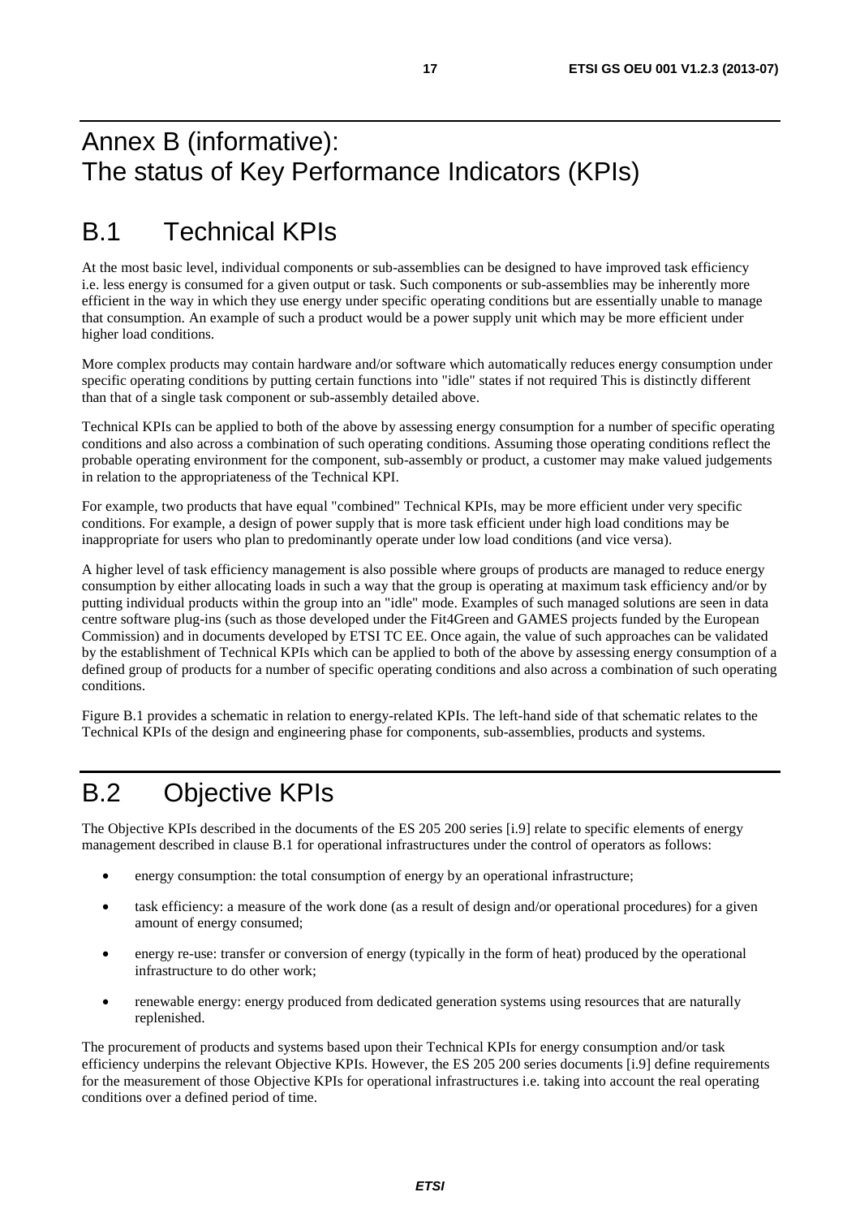# Annex B (informative): The status of Key Performance Indicators (KPIs)

## B.1 Technical KPIs

At the most basic level, individual components or sub-assemblies can be designed to have improved task efficiency i.e. less energy is consumed for a given output or task. Such components or sub-assemblies may be inherently more efficient in the way in which they use energy under specific operating conditions but are essentially unable to manage that consumption. An example of such a product would be a power supply unit which may be more efficient under higher load conditions.

More complex products may contain hardware and/or software which automatically reduces energy consumption under specific operating conditions by putting certain functions into "idle" states if not required This is distinctly different than that of a single task component or sub-assembly detailed above.

Technical KPIs can be applied to both of the above by assessing energy consumption for a number of specific operating conditions and also across a combination of such operating conditions. Assuming those operating conditions reflect the probable operating environment for the component, sub-assembly or product, a customer may make valued judgements in relation to the appropriateness of the Technical KPI.

For example, two products that have equal "combined" Technical KPIs, may be more efficient under very specific conditions. For example, a design of power supply that is more task efficient under high load conditions may be inappropriate for users who plan to predominantly operate under low load conditions (and vice versa).

A higher level of task efficiency management is also possible where groups of products are managed to reduce energy consumption by either allocating loads in such a way that the group is operating at maximum task efficiency and/or by putting individual products within the group into an "idle" mode. Examples of such managed solutions are seen in data centre software plug-ins (such as those developed under the Fit4Green and GAMES projects funded by the European Commission) and in documents developed by ETSI TC EE. Once again, the value of such approaches can be validated by the establishment of Technical KPIs which can be applied to both of the above by assessing energy consumption of a defined group of products for a number of specific operating conditions and also across a combination of such operating conditions.

Figure B.1 provides a schematic in relation to energy-related KPIs. The left-hand side of that schematic relates to the Technical KPIs of the design and engineering phase for components, sub-assemblies, products and systems.

## B.2 Objective KPIs

The Objective KPIs described in the documents of the ES 205 200 series [i.9] relate to specific elements of energy management described in clause B.1 for operational infrastructures under the control of operators as follows:

- energy consumption: the total consumption of energy by an operational infrastructure;
- task efficiency: a measure of the work done (as a result of design and/or operational procedures) for a given amount of energy consumed;
- energy re-use: transfer or conversion of energy (typically in the form of heat) produced by the operational infrastructure to do other work;
- renewable energy: energy produced from dedicated generation systems using resources that are naturally replenished.

The procurement of products and systems based upon their Technical KPIs for energy consumption and/or task efficiency underpins the relevant Objective KPIs. However, the ES 205 200 series documents [i.9] define requirements for the measurement of those Objective KPIs for operational infrastructures i.e. taking into account the real operating conditions over a defined period of time.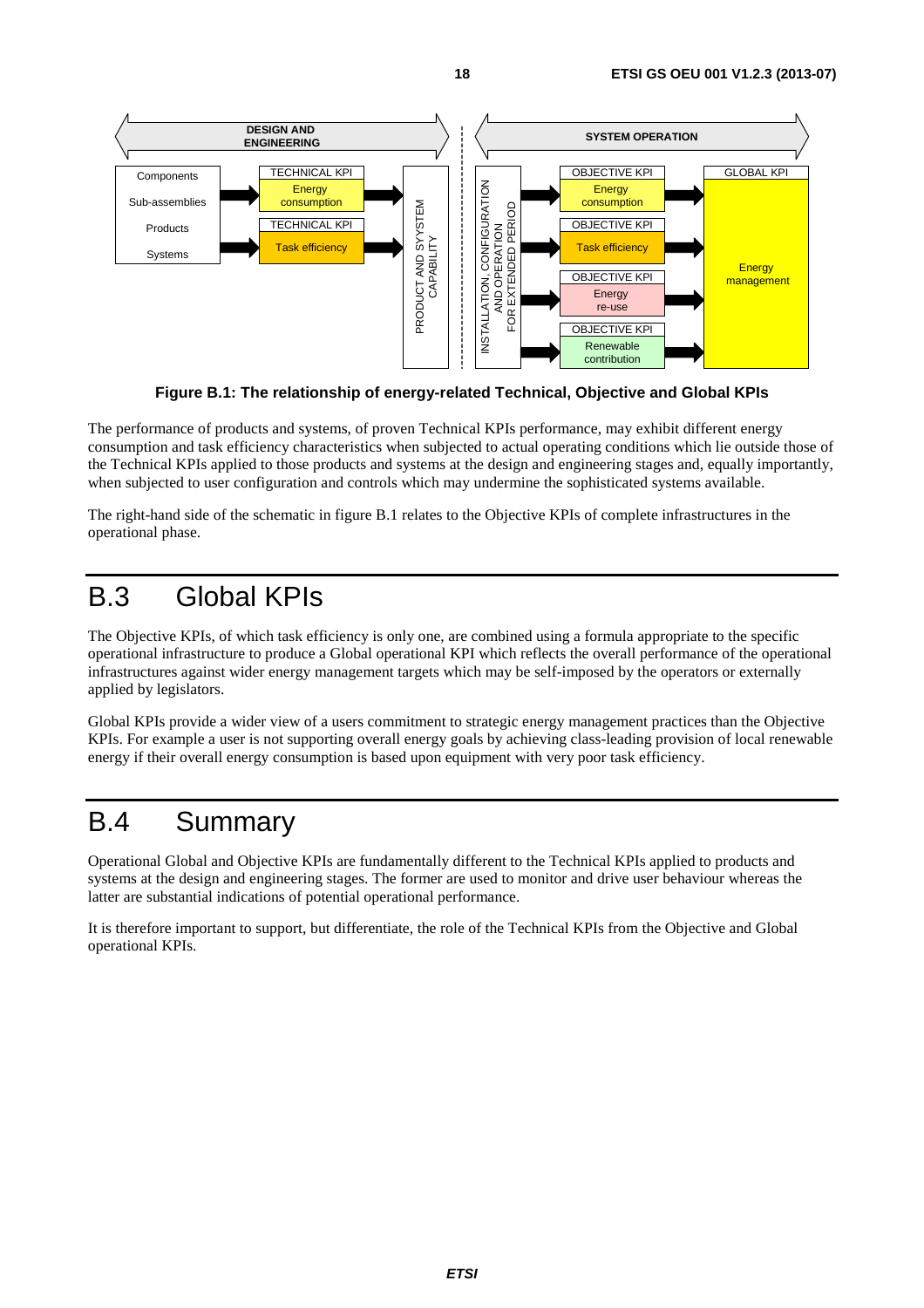**Figure B.1: The relationship of energy-related Technical, Objective and Global KPIs**

The performance of products and systems, of proven Technical KPIs performance, may exhibit different energy consumption and task efficiency characteristics when subjected to actual operating conditions which lie outside those of the Technical KPIs applied to those products and systems at the design and engineering stages and, equally importantly, when subjected to user configuration and controls which may undermine the sophisticated systems available.

The right-hand side of the schematic in figure B.1 relates to the Objective KPIs of complete infrastructures in the operational phase.

# B.3 Global KPIs

The Objective KPIs, of which task efficiency is only one, are combined using a formula appropriate to the specific operational infrastructure to produce a Global operational KPI which reflects the overall performance of the operational infrastructures against wider energy management targets which may be self-imposed by the operators or externally applied by legislators.

Global KPIs provide a wider view of a users commitment to strategic energy management practices than the Objective KPIs. For example a user is not supporting overall energy goals by achieving class-leading provision of local renewable energy if their overall energy consumption is based upon equipment with very poor task efficiency.

# B.4 Summary

Operational Global and Objective KPIs are fundamentally different to the Technical KPIs applied to products and systems at the design and engineering stages. The former are used to monitor and drive user behaviour whereas the latter are substantial indications of potential operational performance.

It is therefore important to support, but differentiate, the role of the Technical KPIs from the Objective and Global operational KPIs.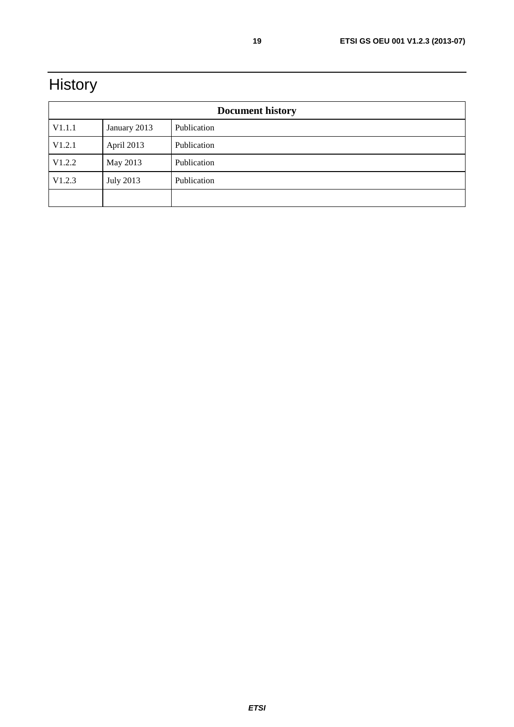# History

| Document history | | |
|---|---|---|
| V1.1.1 | January 2013 | Publication |
| V1.2.1 | April 2013 | Publication |
| V1.2.2 | May 2013 | Publication |
| V1.2.3 | July 2013 | Publication |
| | | |